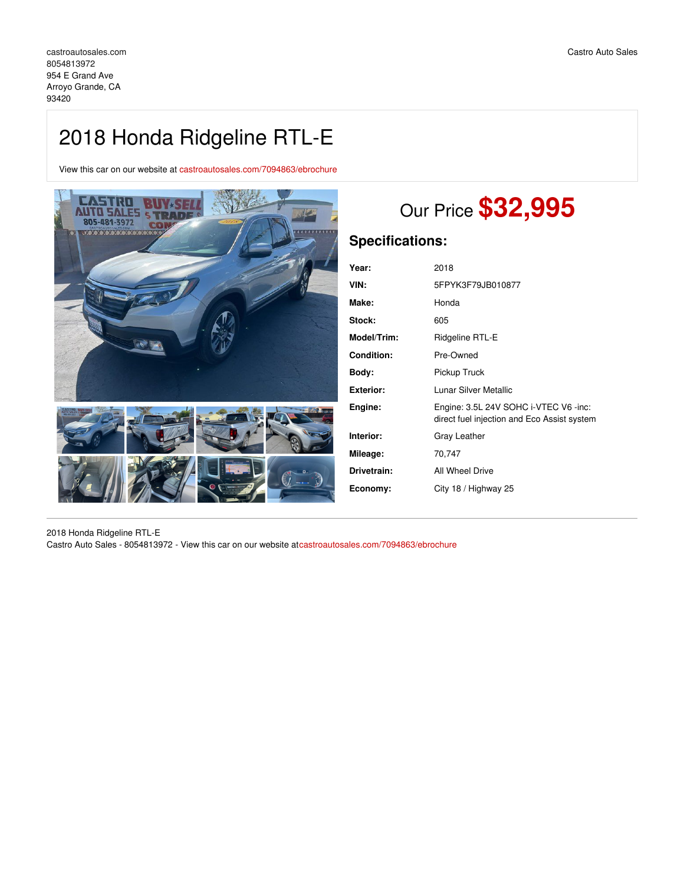castroautosales.com
8054813972
954 E Grand Ave
Arroyo Grande, CA
93420

Castro Auto Sales

# 2018 Honda Ridgeline RTL-E

View this car on our website at castroautosales.com/7094863/ebrochure

Our Price **$32,995**

## Specifications:

| | |
|---|---|
| **Year:** | 2018 |
| **VIN:** | 5FPYK3F79JB010877 |
| **Make:** | Honda |
| **Stock:** | 605 |
| **Model/Trim:** | Ridgeline RTL-E |
| **Condition:** | Pre-Owned |
| **Body:** | Pickup Truck |
| **Exterior:** | Lunar Silver Metallic |
| **Engine:** | Engine: 3.5L 24V SOHC i-VTEC V6 -inc: direct fuel injection and Eco Assist system |
| **Interior:** | Gray Leather |
| **Mileage:** | 70,747 |
| **Drivetrain:** | All Wheel Drive |
| **Economy:** | City 18 / Highway 25 |

2018 Honda Ridgeline RTL-E
Castro Auto Sales - 8054813972 - View this car on our website atcastroautosales.com/7094863/ebrochure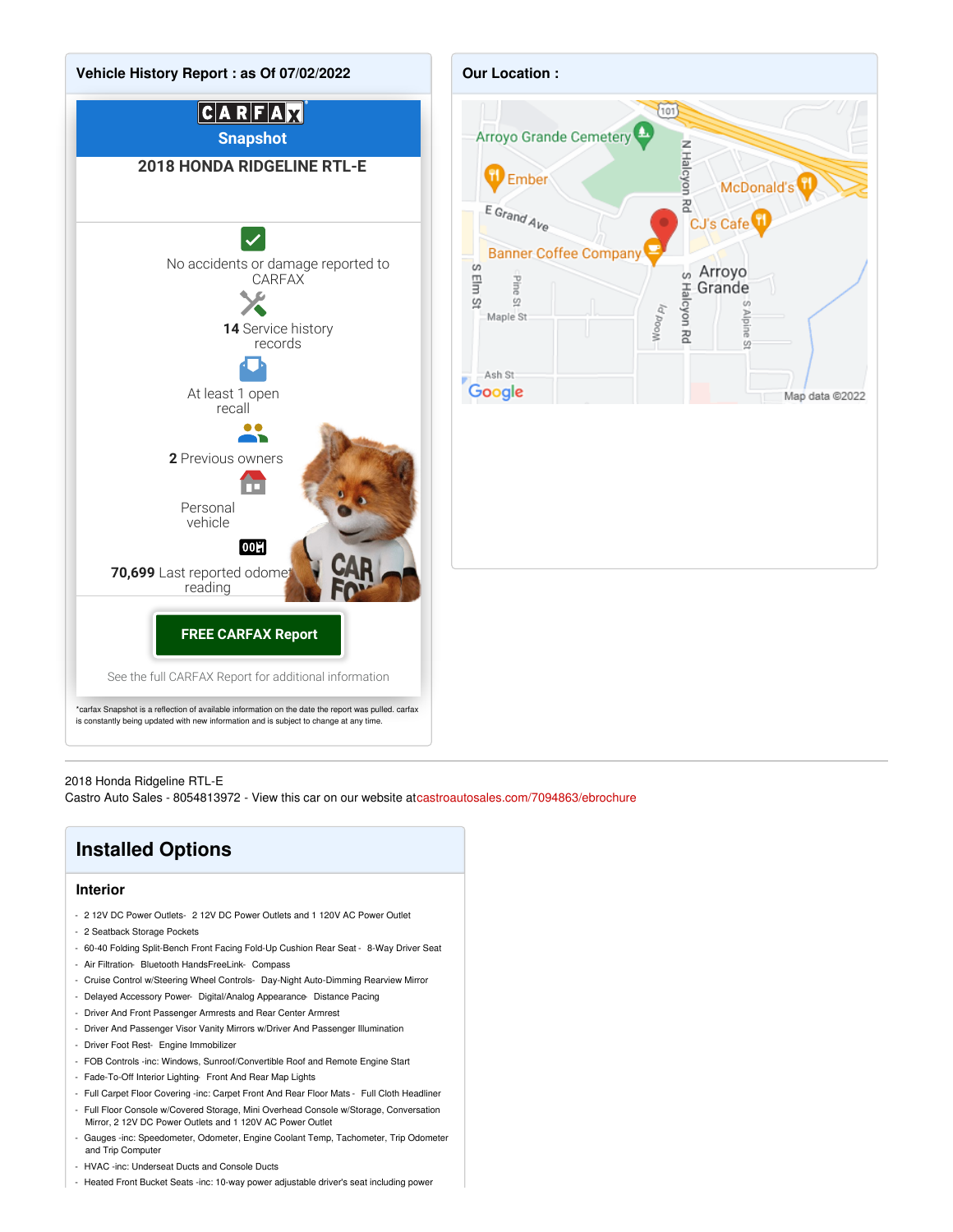## Vehicle History Report : as Of 07/02/2022

**CARFAX Snapshot**

**2018 HONDA RIDGELINE RTL-E**

No accidents or damage reported to CARFAX

**14** Service history records

At least 1 open recall

**2** Previous owners

Personal vehicle

**70,699** Last reported odometer reading

**FREE CARFAX Report**

See the full CARFAX Report for additional information

*carfax Snapshot is a reflection of available information on the date the report was pulled. carfax is constantly being updated with new information and is subject to change at any time.

## Our Location :

---

2018 Honda Ridgeline RTL-E
Castro Auto Sales - 8054813972 - View this car on our website atcastroautosales.com/7094863/ebrochure

## Installed Options

### Interior

- 2 12V DC Power Outlets- 2 12V DC Power Outlets and 1 120V AC Power Outlet
- 2 Seatback Storage Pockets
- 60-40 Folding Split-Bench Front Facing Fold-Up Cushion Rear Seat - 8-Way Driver Seat
- Air Filtration- Bluetooth HandsFreeLink- Compass
- Cruise Control w/Steering Wheel Controls- Day-Night Auto-Dimming Rearview Mirror
- Delayed Accessory Power- Digital/Analog Appearance- Distance Pacing
- Driver And Front Passenger Armrests and Rear Center Armrest
- Driver And Passenger Visor Vanity Mirrors w/Driver And Passenger Illumination
- Driver Foot Rest- Engine Immobilizer
- FOB Controls -inc: Windows, Sunroof/Convertible Roof and Remote Engine Start
- Fade-To-Off Interior Lighting- Front And Rear Map Lights
- Full Carpet Floor Covering -inc: Carpet Front And Rear Floor Mats - Full Cloth Headliner
- Full Floor Console w/Covered Storage, Mini Overhead Console w/Storage, Conversation Mirror, 2 12V DC Power Outlets and 1 120V AC Power Outlet
- Gauges -inc: Speedometer, Odometer, Engine Coolant Temp, Tachometer, Trip Odometer and Trip Computer
- HVAC -inc: Underseat Ducts and Console Ducts
- Heated Front Bucket Seats -inc: 10-way power adjustable driver's seat including power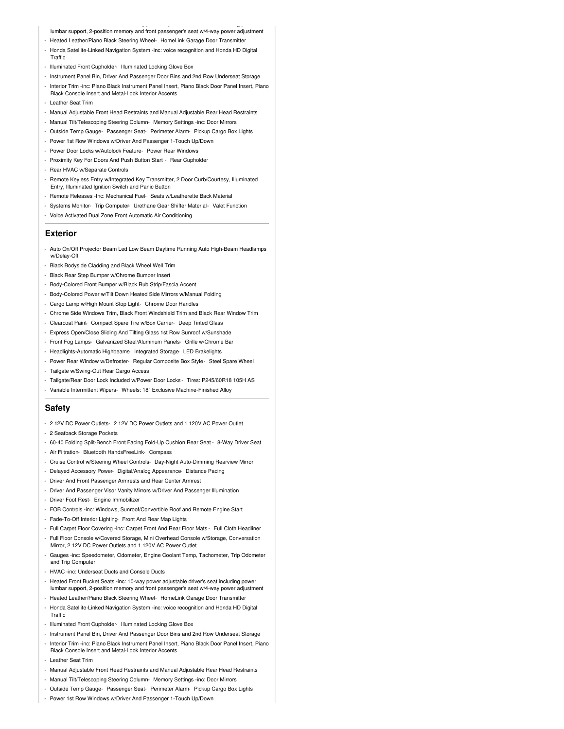lumbar support, 2-position memory and front passenger's seat w/4-way power adjustment
- Heated Leather/Piano Black Steering Wheel- HomeLink Garage Door Transmitter
- Honda Satellite-Linked Navigation System -inc: voice recognition and Honda HD Digital Traffic
- Illuminated Front Cupholder- Illuminated Locking Glove Box
- Instrument Panel Bin, Driver And Passenger Door Bins and 2nd Row Underseat Storage
- Interior Trim -inc: Piano Black Instrument Panel Insert, Piano Black Door Panel Insert, Piano Black Console Insert and Metal-Look Interior Accents
- Leather Seat Trim
- Manual Adjustable Front Head Restraints and Manual Adjustable Rear Head Restraints
- Manual Tilt/Telescoping Steering Column- Memory Settings -inc: Door Mirrors
- Outside Temp Gauge- Passenger Seat- Perimeter Alarm- Pickup Cargo Box Lights
- Power 1st Row Windows w/Driver And Passenger 1-Touch Up/Down
- Power Door Locks w/Autolock Feature- Power Rear Windows
- Proximity Key For Doors And Push Button Start - Rear Cupholder
- Rear HVAC w/Separate Controls
- Remote Keyless Entry w/Integrated Key Transmitter, 2 Door Curb/Courtesy, Illuminated Entry, Illuminated Ignition Switch and Panic Button
- Remote Releases -Inc: Mechanical Fuel- Seats w/Leatherette Back Material
- Systems Monitor- Trip Computer- Urethane Gear Shifter Material- Valet Function
- Voice Activated Dual Zone Front Automatic Air Conditioning

## Exterior

- Auto On/Off Projector Beam Led Low Beam Daytime Running Auto High-Beam Headlamps w/Delay-Off
- Black Bodyside Cladding and Black Wheel Well Trim
- Black Rear Step Bumper w/Chrome Bumper Insert
- Body-Colored Front Bumper w/Black Rub Strip/Fascia Accent
- Body-Colored Power w/Tilt Down Heated Side Mirrors w/Manual Folding
- Cargo Lamp w/High Mount Stop Light- Chrome Door Handles
- Chrome Side Windows Trim, Black Front Windshield Trim and Black Rear Window Trim
- Clearcoat Paint- Compact Spare Tire w/Box Carrier- Deep Tinted Glass
- Express Open/Close Sliding And Tilting Glass 1st Row Sunroof w/Sunshade
- Front Fog Lamps- Galvanized Steel/Aluminum Panels- Grille w/Chrome Bar
- Headlights-Automatic Highbeams- Integrated Storage- LED Brakelights
- Power Rear Window w/Defroster- Regular Composite Box Style- Steel Spare Wheel
- Tailgate w/Swing-Out Rear Cargo Access
- Tailgate/Rear Door Lock Included w/Power Door Locks - Tires: P245/60R18 105H AS
- Variable Intermittent Wipers- Wheels: 18" Exclusive Machine-Finished Alloy

## Safety

- 2 12V DC Power Outlets- 2 12V DC Power Outlets and 1 120V AC Power Outlet
- 2 Seatback Storage Pockets
- 60-40 Folding Split-Bench Front Facing Fold-Up Cushion Rear Seat - 8-Way Driver Seat
- Air Filtration- Bluetooth HandsFreeLink- Compass
- Cruise Control w/Steering Wheel Controls- Day-Night Auto-Dimming Rearview Mirror
- Delayed Accessory Power- Digital/Analog Appearance- Distance Pacing
- Driver And Front Passenger Armrests and Rear Center Armrest
- Driver And Passenger Visor Vanity Mirrors w/Driver And Passenger Illumination
- Driver Foot Rest- Engine Immobilizer
- FOB Controls -inc: Windows, Sunroof/Convertible Roof and Remote Engine Start
- Fade-To-Off Interior Lighting- Front And Rear Map Lights
- Full Carpet Floor Covering -inc: Carpet Front And Rear Floor Mats - Full Cloth Headliner
- Full Floor Console w/Covered Storage, Mini Overhead Console w/Storage, Conversation Mirror, 2 12V DC Power Outlets and 1 120V AC Power Outlet
- Gauges -inc: Speedometer, Odometer, Engine Coolant Temp, Tachometer, Trip Odometer and Trip Computer
- HVAC -inc: Underseat Ducts and Console Ducts
- Heated Front Bucket Seats -inc: 10-way power adjustable driver's seat including power lumbar support, 2-position memory and front passenger's seat w/4-way power adjustment
- Heated Leather/Piano Black Steering Wheel- HomeLink Garage Door Transmitter
- Honda Satellite-Linked Navigation System -inc: voice recognition and Honda HD Digital Traffic
- Illuminated Front Cupholder- Illuminated Locking Glove Box
- Instrument Panel Bin, Driver And Passenger Door Bins and 2nd Row Underseat Storage
- Interior Trim -inc: Piano Black Instrument Panel Insert, Piano Black Door Panel Insert, Piano Black Console Insert and Metal-Look Interior Accents
- Leather Seat Trim
- Manual Adjustable Front Head Restraints and Manual Adjustable Rear Head Restraints
- Manual Tilt/Telescoping Steering Column- Memory Settings -inc: Door Mirrors
- Outside Temp Gauge- Passenger Seat- Perimeter Alarm- Pickup Cargo Box Lights
- Power 1st Row Windows w/Driver And Passenger 1-Touch Up/Down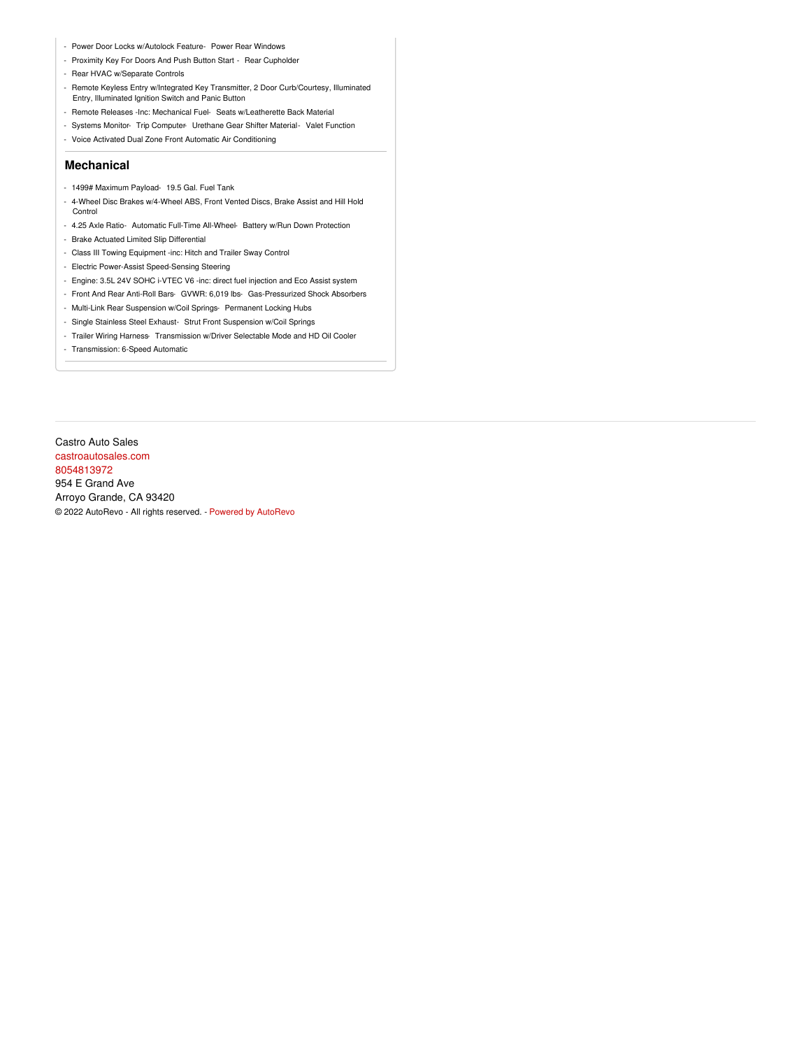- Power Door Locks w/Autolock Feature- Power Rear Windows
- Proximity Key For Doors And Push Button Start - Rear Cupholder
- Rear HVAC w/Separate Controls
- Remote Keyless Entry w/Integrated Key Transmitter, 2 Door Curb/Courtesy, Illuminated Entry, Illuminated Ignition Switch and Panic Button
- Remote Releases -Inc: Mechanical Fuel- Seats w/Leatherette Back Material
- Systems Monitor- Trip Computer- Urethane Gear Shifter Material- Valet Function
- Voice Activated Dual Zone Front Automatic Air Conditioning

## Mechanical

- 1499# Maximum Payload- 19.5 Gal. Fuel Tank
- 4-Wheel Disc Brakes w/4-Wheel ABS, Front Vented Discs, Brake Assist and Hill Hold Control
- 4.25 Axle Ratio- Automatic Full-Time All-Wheel- Battery w/Run Down Protection
- Brake Actuated Limited Slip Differential
- Class III Towing Equipment -inc: Hitch and Trailer Sway Control
- Electric Power-Assist Speed-Sensing Steering
- Engine: 3.5L 24V SOHC i-VTEC V6 -inc: direct fuel injection and Eco Assist system
- Front And Rear Anti-Roll Bars- GVWR: 6,019 lbs- Gas-Pressurized Shock Absorbers
- Multi-Link Rear Suspension w/Coil Springs- Permanent Locking Hubs
- Single Stainless Steel Exhaust- Strut Front Suspension w/Coil Springs
- Trailer Wiring Harness- Transmission w/Driver Selectable Mode and HD Oil Cooler
- Transmission: 6-Speed Automatic

---

Castro Auto Sales
castroautosales.com
8054813972
954 E Grand Ave
Arroyo Grande, CA 93420
© 2022 AutoRevo - All rights reserved. - Powered by AutoRevo